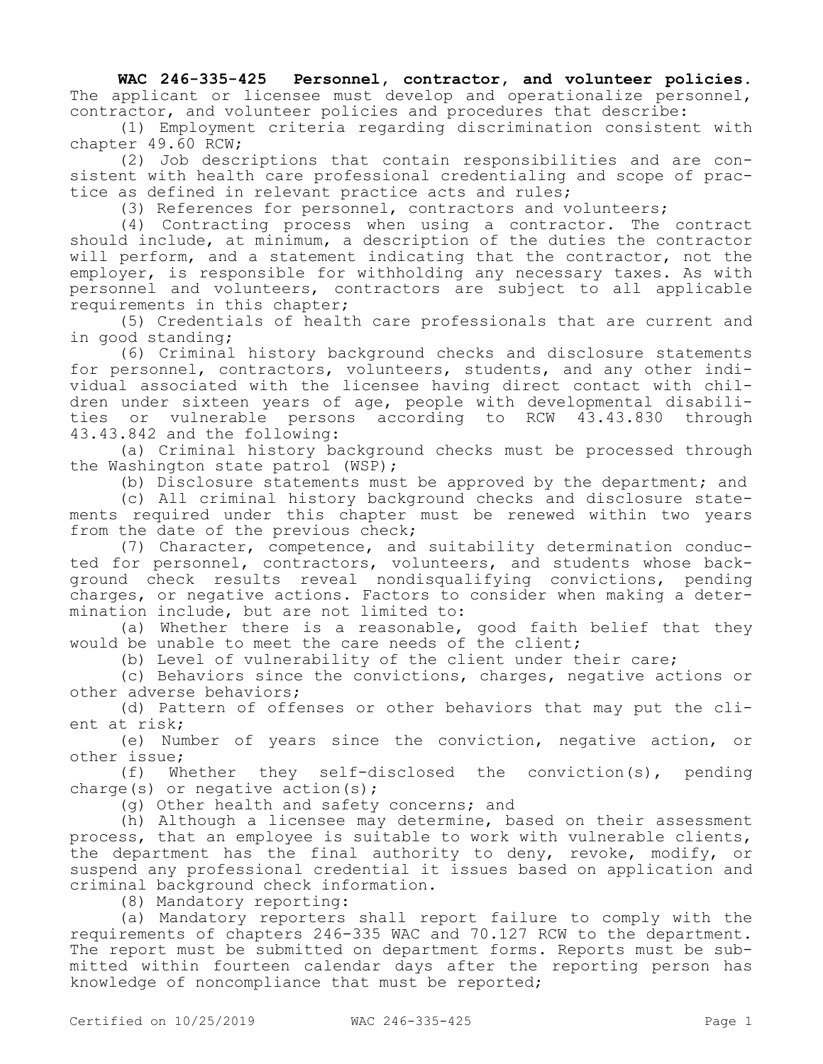**WAC 246-335-425 Personnel, contractor, and volunteer policies.** The applicant or licensee must develop and operationalize personnel, contractor, and volunteer policies and procedures that describe:

(1) Employment criteria regarding discrimination consistent with chapter 49.60 RCW;

(2) Job descriptions that contain responsibilities and are consistent with health care professional credentialing and scope of practice as defined in relevant practice acts and rules;

(3) References for personnel, contractors and volunteers;

(4) Contracting process when using a contractor. The contract should include, at minimum, a description of the duties the contractor will perform, and a statement indicating that the contractor, not the employer, is responsible for withholding any necessary taxes. As with personnel and volunteers, contractors are subject to all applicable requirements in this chapter;

(5) Credentials of health care professionals that are current and in good standing;

(6) Criminal history background checks and disclosure statements for personnel, contractors, volunteers, students, and any other individual associated with the licensee having direct contact with children under sixteen years of age, people with developmental disabilities or vulnerable persons according to RCW 43.43.830 through 43.43.842 and the following:

(a) Criminal history background checks must be processed through the Washington state patrol (WSP);

(b) Disclosure statements must be approved by the department; and

(c) All criminal history background checks and disclosure statements required under this chapter must be renewed within two years from the date of the previous check;

(7) Character, competence, and suitability determination conducted for personnel, contractors, volunteers, and students whose background check results reveal nondisqualifying convictions, pending charges, or negative actions. Factors to consider when making a determination include, but are not limited to:

(a) Whether there is a reasonable, good faith belief that they would be unable to meet the care needs of the client;

(b) Level of vulnerability of the client under their care;

(c) Behaviors since the convictions, charges, negative actions or other adverse behaviors;

(d) Pattern of offenses or other behaviors that may put the client at risk;

(e) Number of years since the conviction, negative action, or other issue;

(f) Whether they self-disclosed the conviction(s), pending charge(s) or negative action(s);

(g) Other health and safety concerns; and

(h) Although a licensee may determine, based on their assessment process, that an employee is suitable to work with vulnerable clients, the department has the final authority to deny, revoke, modify, or suspend any professional credential it issues based on application and criminal background check information.

(8) Mandatory reporting:

(a) Mandatory reporters shall report failure to comply with the requirements of chapters 246-335 WAC and 70.127 RCW to the department. The report must be submitted on department forms. Reports must be submitted within fourteen calendar days after the reporting person has knowledge of noncompliance that must be reported;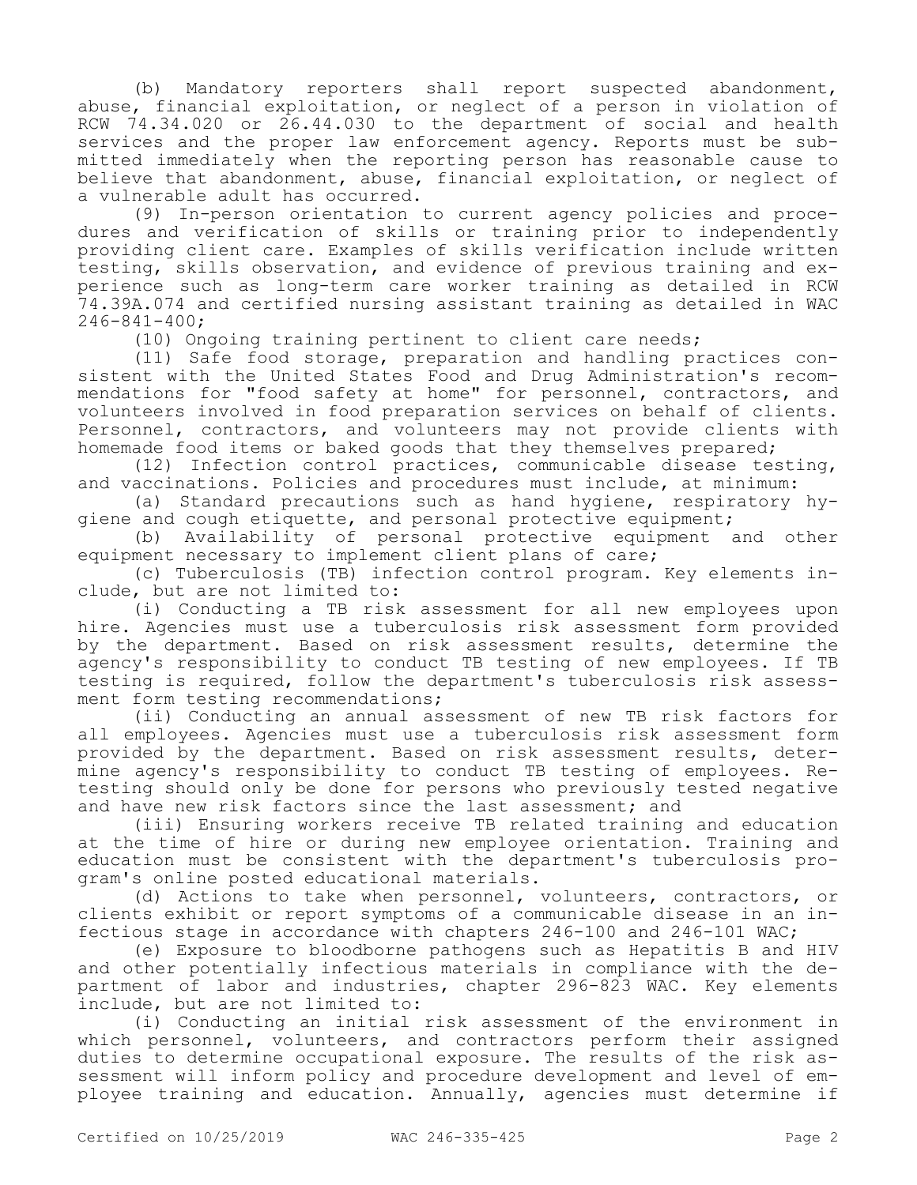(b) Mandatory reporters shall report suspected abandonment, abuse, financial exploitation, or neglect of a person in violation of RCW 74.34.020 or 26.44.030 to the department of social and health services and the proper law enforcement agency. Reports must be submitted immediately when the reporting person has reasonable cause to believe that abandonment, abuse, financial exploitation, or neglect of a vulnerable adult has occurred.

(9) In-person orientation to current agency policies and procedures and verification of skills or training prior to independently providing client care. Examples of skills verification include written testing, skills observation, and evidence of previous training and experience such as long-term care worker training as detailed in RCW 74.39A.074 and certified nursing assistant training as detailed in WAC 246-841-400;

(10) Ongoing training pertinent to client care needs;

(11) Safe food storage, preparation and handling practices consistent with the United States Food and Drug Administration's recommendations for "food safety at home" for personnel, contractors, and volunteers involved in food preparation services on behalf of clients. Personnel, contractors, and volunteers may not provide clients with homemade food items or baked goods that they themselves prepared;

(12) Infection control practices, communicable disease testing, and vaccinations. Policies and procedures must include, at minimum:

(a) Standard precautions such as hand hygiene, respiratory hygiene and cough etiquette, and personal protective equipment;

(b) Availability of personal protective equipment and other equipment necessary to implement client plans of care;

(c) Tuberculosis (TB) infection control program. Key elements include, but are not limited to:

(i) Conducting a TB risk assessment for all new employees upon hire. Agencies must use a tuberculosis risk assessment form provided by the department. Based on risk assessment results, determine the agency's responsibility to conduct TB testing of new employees. If TB testing is required, follow the department's tuberculosis risk assessment form testing recommendations;

(ii) Conducting an annual assessment of new TB risk factors for all employees. Agencies must use a tuberculosis risk assessment form provided by the department. Based on risk assessment results, determine agency's responsibility to conduct TB testing of employees. Retesting should only be done for persons who previously tested negative and have new risk factors since the last assessment; and

(iii) Ensuring workers receive TB related training and education at the time of hire or during new employee orientation. Training and education must be consistent with the department's tuberculosis program's online posted educational materials.

(d) Actions to take when personnel, volunteers, contractors, or clients exhibit or report symptoms of a communicable disease in an infectious stage in accordance with chapters 246-100 and 246-101 WAC;

(e) Exposure to bloodborne pathogens such as Hepatitis B and HIV and other potentially infectious materials in compliance with the department of labor and industries, chapter 296-823 WAC. Key elements include, but are not limited to:

(i) Conducting an initial risk assessment of the environment in which personnel, volunteers, and contractors perform their assigned duties to determine occupational exposure. The results of the risk assessment will inform policy and procedure development and level of employee training and education. Annually, agencies must determine if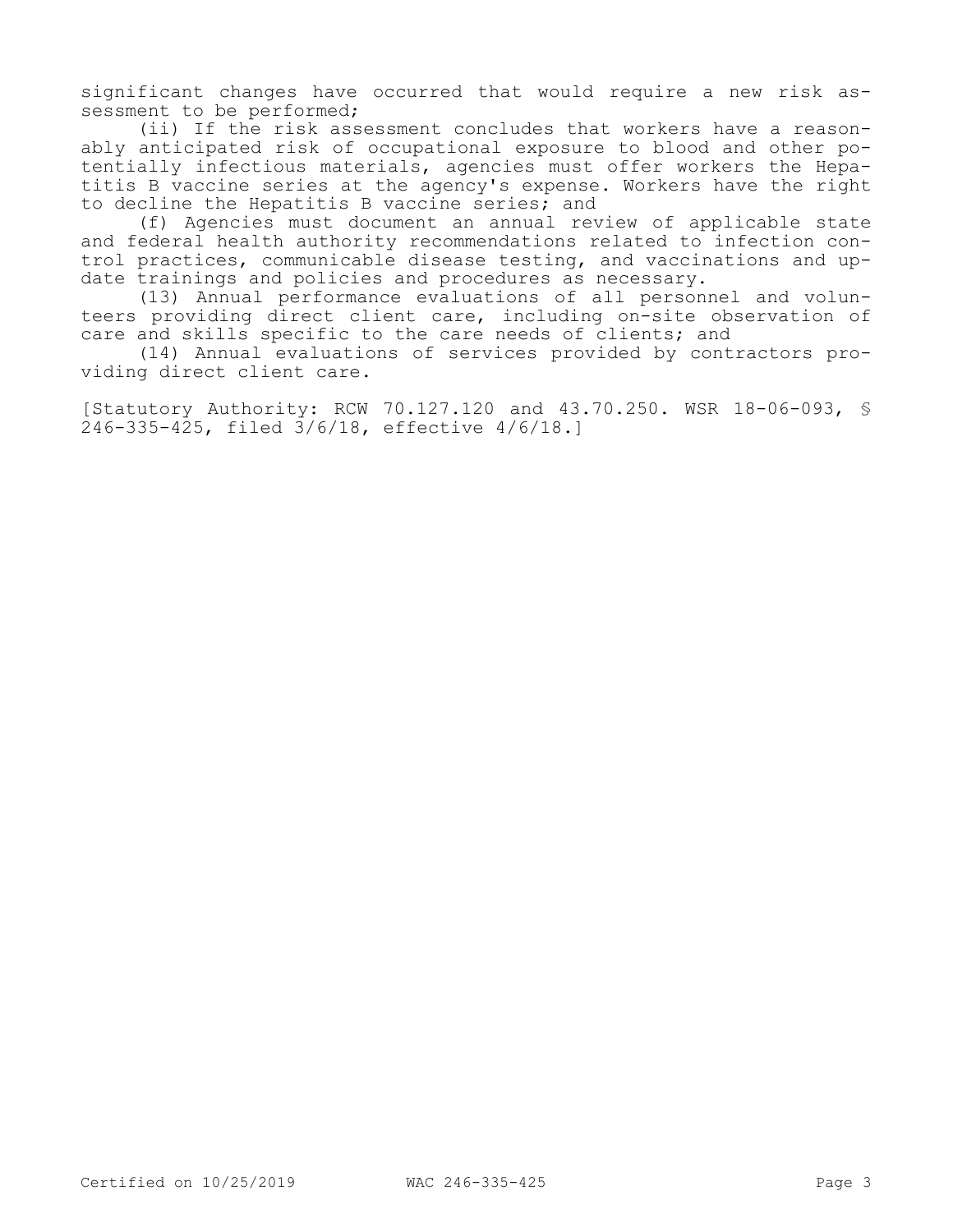significant changes have occurred that would require a new risk assessment to be performed;

(ii) If the risk assessment concludes that workers have a reasonably anticipated risk of occupational exposure to blood and other potentially infectious materials, agencies must offer workers the Hepatitis B vaccine series at the agency's expense. Workers have the right to decline the Hepatitis B vaccine series; and

(f) Agencies must document an annual review of applicable state and federal health authority recommendations related to infection control practices, communicable disease testing, and vaccinations and update trainings and policies and procedures as necessary.

(13) Annual performance evaluations of all personnel and volunteers providing direct client care, including on-site observation of care and skills specific to the care needs of clients; and

(14) Annual evaluations of services provided by contractors providing direct client care.

[Statutory Authority: RCW 70.127.120 and 43.70.250. WSR 18-06-093, § 246-335-425, filed 3/6/18, effective 4/6/18.]